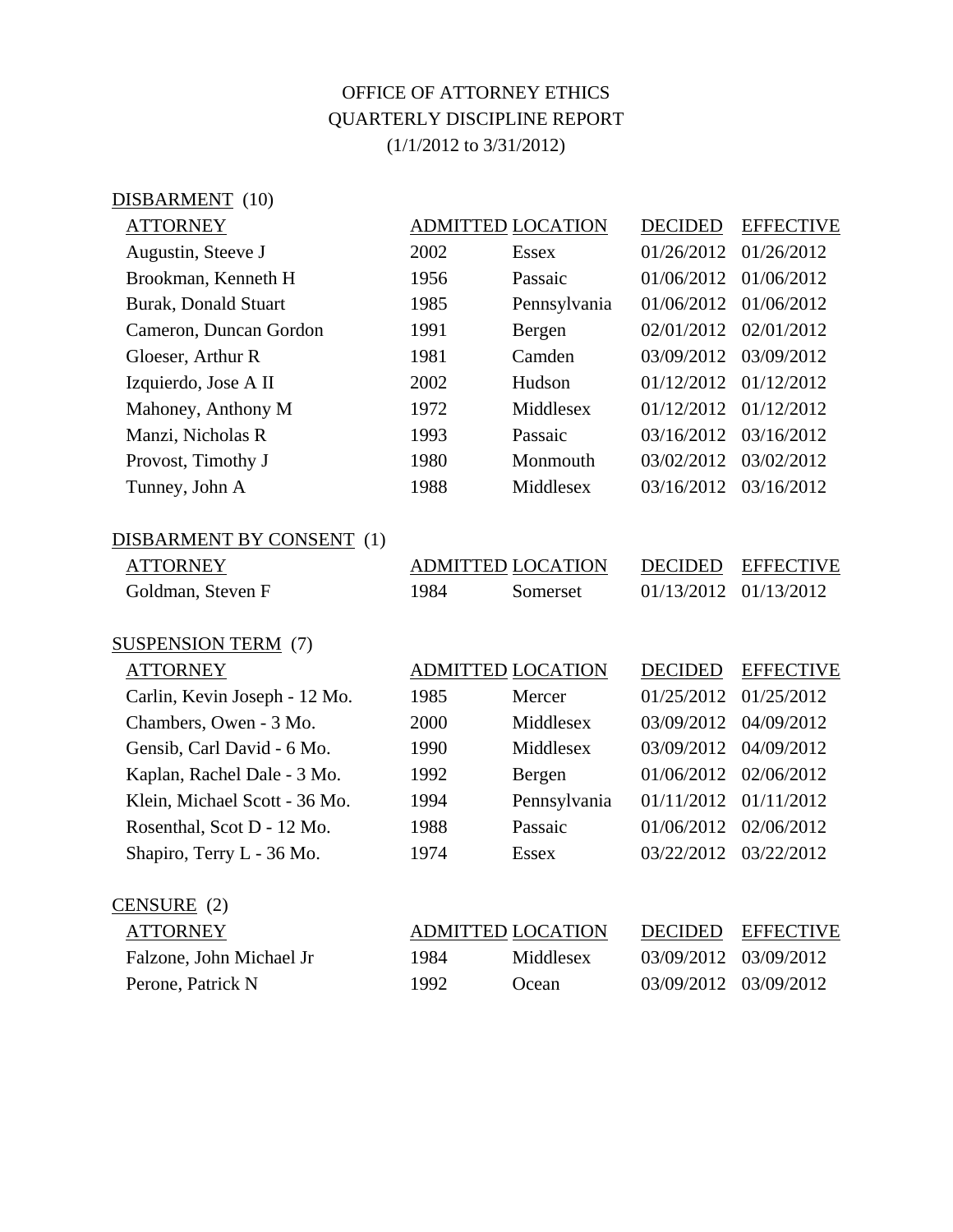# OFFICE OF ATTORNEY ETHICS
## QUARTERLY DISCIPLINE REPORT
(1/1/2012 to 3/31/2012)

### DISBARMENT (10)

| ATTORNEY | ADMITTED | LOCATION | DECIDED | EFFECTIVE |
|---|---|---|---|---|
| Augustin, Steeve J | 2002 | Essex | 01/26/2012 | 01/26/2012 |
| Brookman, Kenneth H | 1956 | Passaic | 01/06/2012 | 01/06/2012 |
| Burak, Donald Stuart | 1985 | Pennsylvania | 01/06/2012 | 01/06/2012 |
| Cameron, Duncan Gordon | 1991 | Bergen | 02/01/2012 | 02/01/2012 |
| Gloeser, Arthur R | 1981 | Camden | 03/09/2012 | 03/09/2012 |
| Izquierdo, Jose A II | 2002 | Hudson | 01/12/2012 | 01/12/2012 |
| Mahoney, Anthony M | 1972 | Middlesex | 01/12/2012 | 01/12/2012 |
| Manzi, Nicholas R | 1993 | Passaic | 03/16/2012 | 03/16/2012 |
| Provost, Timothy J | 1980 | Monmouth | 03/02/2012 | 03/02/2012 |
| Tunney, John A | 1988 | Middlesex | 03/16/2012 | 03/16/2012 |

### DISBARMENT BY CONSENT (1)

| ATTORNEY | ADMITTED | LOCATION | DECIDED | EFFECTIVE |
|---|---|---|---|---|
| Goldman, Steven F | 1984 | Somerset | 01/13/2012 | 01/13/2012 |

### SUSPENSION TERM (7)

| ATTORNEY | ADMITTED | LOCATION | DECIDED | EFFECTIVE |
|---|---|---|---|---|
| Carlin, Kevin Joseph - 12 Mo. | 1985 | Mercer | 01/25/2012 | 01/25/2012 |
| Chambers, Owen - 3 Mo. | 2000 | Middlesex | 03/09/2012 | 04/09/2012 |
| Gensib, Carl David - 6 Mo. | 1990 | Middlesex | 03/09/2012 | 04/09/2012 |
| Kaplan, Rachel Dale - 3 Mo. | 1992 | Bergen | 01/06/2012 | 02/06/2012 |
| Klein, Michael Scott - 36 Mo. | 1994 | Pennsylvania | 01/11/2012 | 01/11/2012 |
| Rosenthal, Scot D - 12 Mo. | 1988 | Passaic | 01/06/2012 | 02/06/2012 |
| Shapiro, Terry L - 36 Mo. | 1974 | Essex | 03/22/2012 | 03/22/2012 |

### CENSURE (2)

| ATTORNEY | ADMITTED | LOCATION | DECIDED | EFFECTIVE |
|---|---|---|---|---|
| Falzone, John Michael Jr | 1984 | Middlesex | 03/09/2012 | 03/09/2012 |
| Perone, Patrick N | 1992 | Ocean | 03/09/2012 | 03/09/2012 |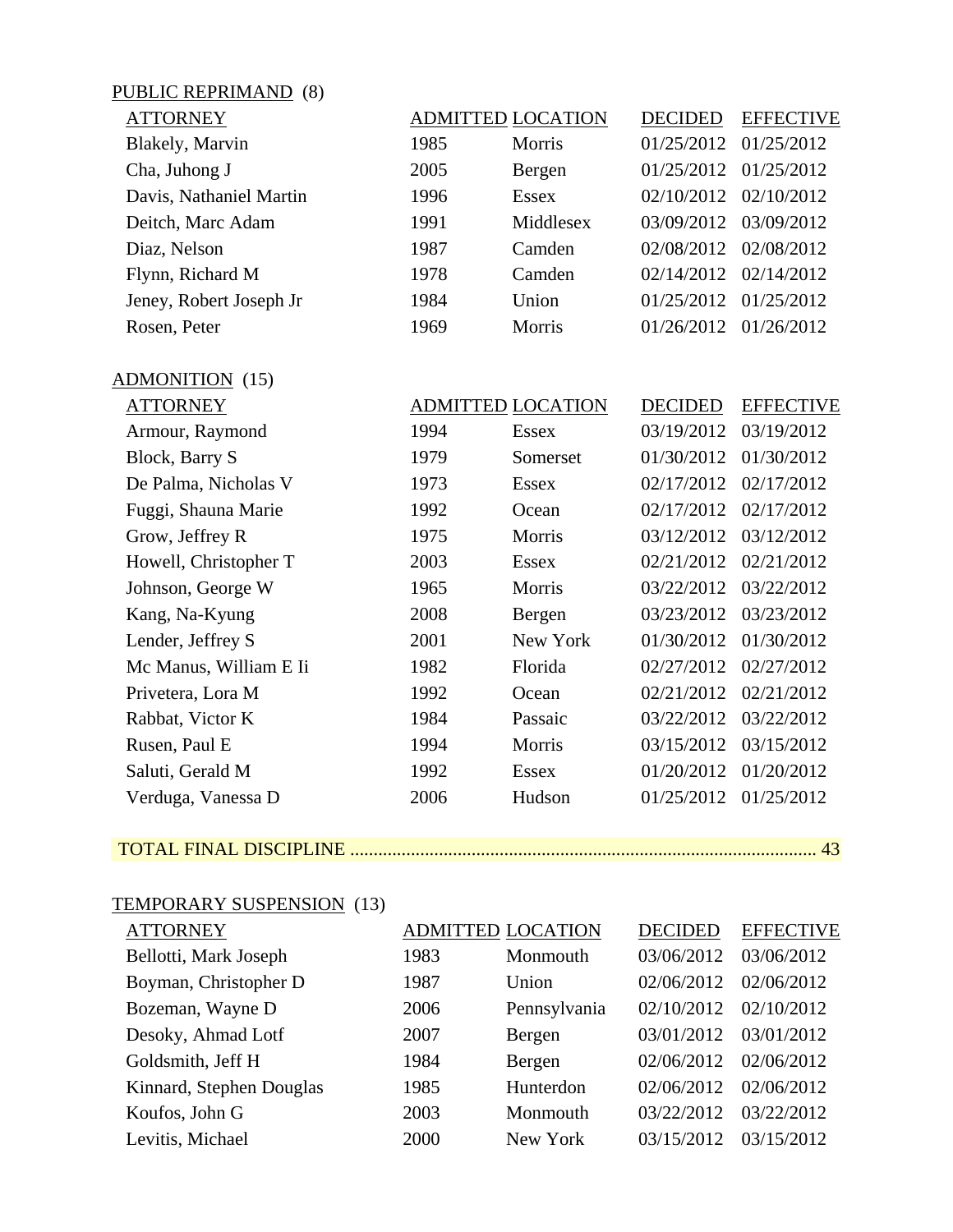PUBLIC REPRIMAND (8)

| ATTORNEY | ADMITTED | LOCATION | DECIDED | EFFECTIVE |
|---|---|---|---|---|
| Blakely, Marvin | 1985 | Morris | 01/25/2012 | 01/25/2012 |
| Cha, Juhong J | 2005 | Bergen | 01/25/2012 | 01/25/2012 |
| Davis, Nathaniel Martin | 1996 | Essex | 02/10/2012 | 02/10/2012 |
| Deitch, Marc Adam | 1991 | Middlesex | 03/09/2012 | 03/09/2012 |
| Diaz, Nelson | 1987 | Camden | 02/08/2012 | 02/08/2012 |
| Flynn, Richard M | 1978 | Camden | 02/14/2012 | 02/14/2012 |
| Jeney, Robert Joseph Jr | 1984 | Union | 01/25/2012 | 01/25/2012 |
| Rosen, Peter | 1969 | Morris | 01/26/2012 | 01/26/2012 |

ADMONITION (15)

| ATTORNEY | ADMITTED | LOCATION | DECIDED | EFFECTIVE |
|---|---|---|---|---|
| Armour, Raymond | 1994 | Essex | 03/19/2012 | 03/19/2012 |
| Block, Barry S | 1979 | Somerset | 01/30/2012 | 01/30/2012 |
| De Palma, Nicholas V | 1973 | Essex | 02/17/2012 | 02/17/2012 |
| Fuggi, Shauna Marie | 1992 | Ocean | 02/17/2012 | 02/17/2012 |
| Grow, Jeffrey R | 1975 | Morris | 03/12/2012 | 03/12/2012 |
| Howell, Christopher T | 2003 | Essex | 02/21/2012 | 02/21/2012 |
| Johnson, George W | 1965 | Morris | 03/22/2012 | 03/22/2012 |
| Kang, Na-Kyung | 2008 | Bergen | 03/23/2012 | 03/23/2012 |
| Lender, Jeffrey S | 2001 | New York | 01/30/2012 | 01/30/2012 |
| Mc Manus, William E Ii | 1982 | Florida | 02/27/2012 | 02/27/2012 |
| Privetera, Lora M | 1992 | Ocean | 02/21/2012 | 02/21/2012 |
| Rabbat, Victor K | 1984 | Passaic | 03/22/2012 | 03/22/2012 |
| Rusen, Paul E | 1994 | Morris | 03/15/2012 | 03/15/2012 |
| Saluti, Gerald M | 1992 | Essex | 01/20/2012 | 01/20/2012 |
| Verduga, Vanessa D | 2006 | Hudson | 01/25/2012 | 01/25/2012 |

TOTAL FINAL DISCIPLINE .................................................................................................. 43

TEMPORARY SUSPENSION (13)

| ATTORNEY | ADMITTED | LOCATION | DECIDED | EFFECTIVE |
|---|---|---|---|---|
| Bellotti, Mark Joseph | 1983 | Monmouth | 03/06/2012 | 03/06/2012 |
| Boyman, Christopher D | 1987 | Union | 02/06/2012 | 02/06/2012 |
| Bozeman, Wayne D | 2006 | Pennsylvania | 02/10/2012 | 02/10/2012 |
| Desoky, Ahmad Lotf | 2007 | Bergen | 03/01/2012 | 03/01/2012 |
| Goldsmith, Jeff H | 1984 | Bergen | 02/06/2012 | 02/06/2012 |
| Kinnard, Stephen Douglas | 1985 | Hunterdon | 02/06/2012 | 02/06/2012 |
| Koufos, John G | 2003 | Monmouth | 03/22/2012 | 03/22/2012 |
| Levitis, Michael | 2000 | New York | 03/15/2012 | 03/15/2012 |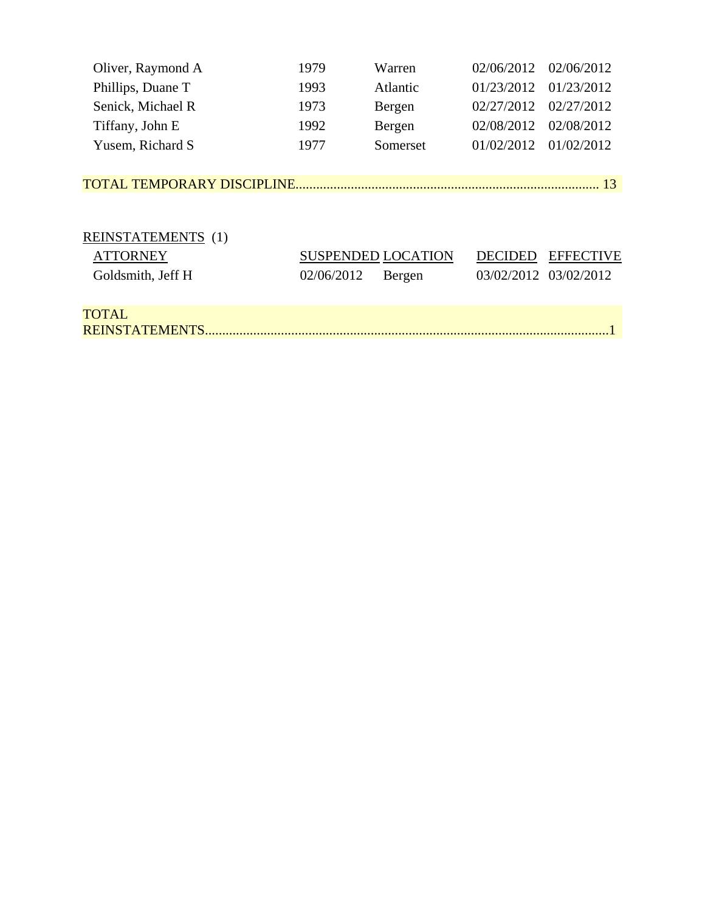| | | | | |
|---|---|---|---|---|
| Oliver, Raymond A | 1979 | Warren | 02/06/2012 | 02/06/2012 |
| Phillips, Duane T | 1993 | Atlantic | 01/23/2012 | 01/23/2012 |
| Senick, Michael R | 1973 | Bergen | 02/27/2012 | 02/27/2012 |
| Tiffany, John E | 1992 | Bergen | 02/08/2012 | 02/08/2012 |
| Yusem, Richard S | 1977 | Somerset | 01/02/2012 | 01/02/2012 |

TOTAL TEMPORARY DISCIPLINE........................................................................................ 13

REINSTATEMENTS (1)

| ATTORNEY | SUSPENDED | LOCATION | DECIDED | EFFECTIVE |
|---|---|---|---|---|
| Goldsmith, Jeff H | 02/06/2012 | Bergen | 03/02/2012 | 03/02/2012 |

TOTAL REINSTATEMENTS....................................................................................................................1